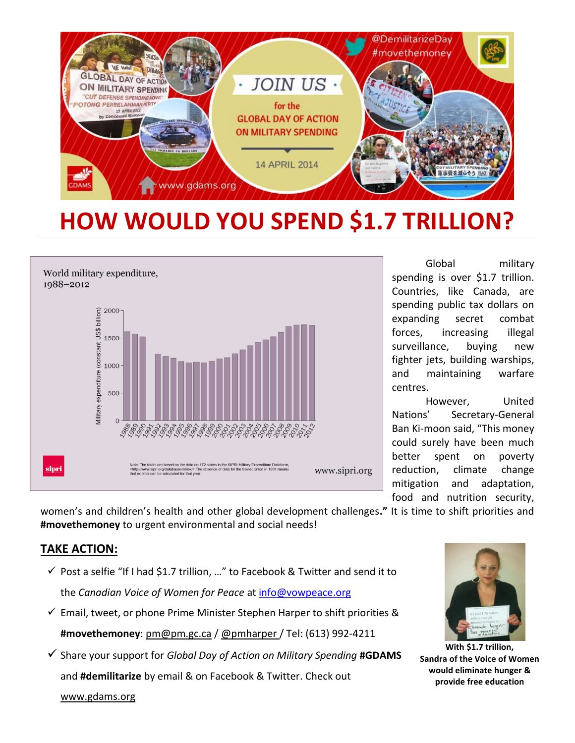# HOW WOULD YOU SPEND $1.7 TRILLION?

Global military spending is over $1.7 trillion. Countries, like Canada, are spending public tax dollars on expanding secret combat forces, increasing illegal surveillance, buying new fighter jets, building warships, and maintaining warfare centres.

However, United Nations' Secretary-General Ban Ki-moon said, "This money could surely have been much better spent on poverty reduction, climate change mitigation and adaptation, food and nutrition security, women's and children's health and other global development challenges**."** It is time to shift priorities and **#movethemoney** to urgent environmental and social needs!

## TAKE ACTION:

- ✓ Post a selfie "If I had $1.7 trillion, …" to Facebook & Twitter and send it to the *Canadian Voice of Women for Peace* at info@vowpeace.org
- ✓ Email, tweet, or phone Prime Minister Stephen Harper to shift priorities & **#movethemoney**: pm@pm.gc.ca / @pmharper / Tel: (613) 992-4211
- ✓ Share your support for *Global Day of Action on Military Spending* **#GDAMS** and **#demilitarize** by email & on Facebook & Twitter. Check out www.gdams.org

**With $1.7 trillion, Sandra of the Voice of Women would eliminate hunger & provide free education**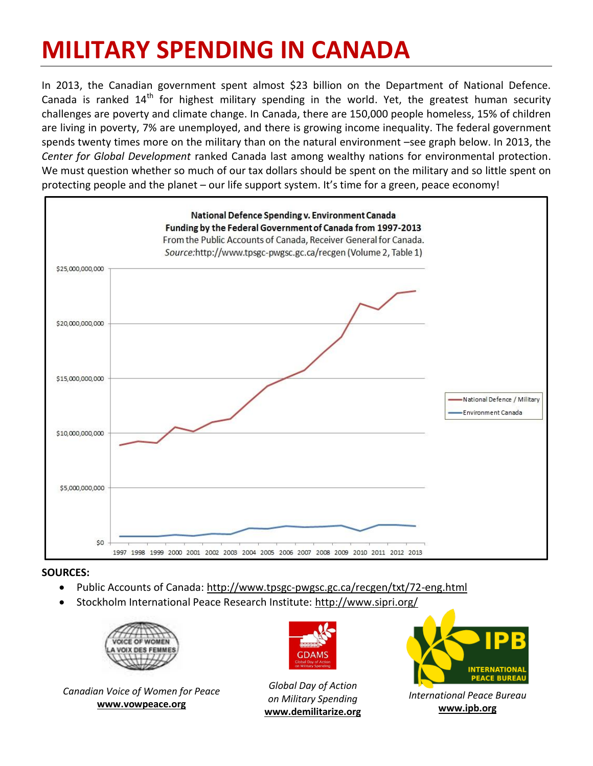# MILITARY SPENDING IN CANADA

In 2013, the Canadian government spent almost $23 billion on the Department of National Defence. Canada is ranked 14th for highest military spending in the world. Yet, the greatest human security challenges are poverty and climate change. In Canada, there are 150,000 people homeless, 15% of children are living in poverty, 7% are unemployed, and there is growing income inequality. The federal government spends twenty times more on the military than on the natural environment –see graph below. In 2013, the *Center for Global Development* ranked Canada last among wealthy nations for environmental protection. We must question whether so much of our tax dollars should be spent on the military and so little spent on protecting people and the planet – our life support system. It's time for a green, peace economy!

**National Defence Spending v. Environment Canada**
**Funding by the Federal Government of Canada from 1997-2013**
From the Public Accounts of Canada, Receiver General for Canada.
*Source:*http://www.tpsgc-pwgsc.gc.ca/recgen (Volume 2, Table 1)

$25,000,000,000
$20,000,000,000
$15,000,000,000
$10,000,000,000
$5,000,000,000
$0

1997 1998 1999 2000 2001 2002 2003 2004 2005 2006 2007 2008 2009 2010 2011 2012 2013

National Defence / Military
Environment Canada

**SOURCES:**

- Public Accounts of Canada: http://www.tpsgc-pwgsc.gc.ca/recgen/txt/72-eng.html
- Stockholm International Peace Research Institute: http://www.sipri.org/

VOICE OF WOMEN
LA VOIX DES FEMMES

*Canadian Voice of Women for Peace*
**www.vowpeace.org**

GDAMS
Global Day of Action on Military Spending

*Global Day of Action on Military Spending*
**www.demilitarize.org**

IPB
INTERNATIONAL PEACE BUREAU

*International Peace Bureau*
**www.ipb.org**